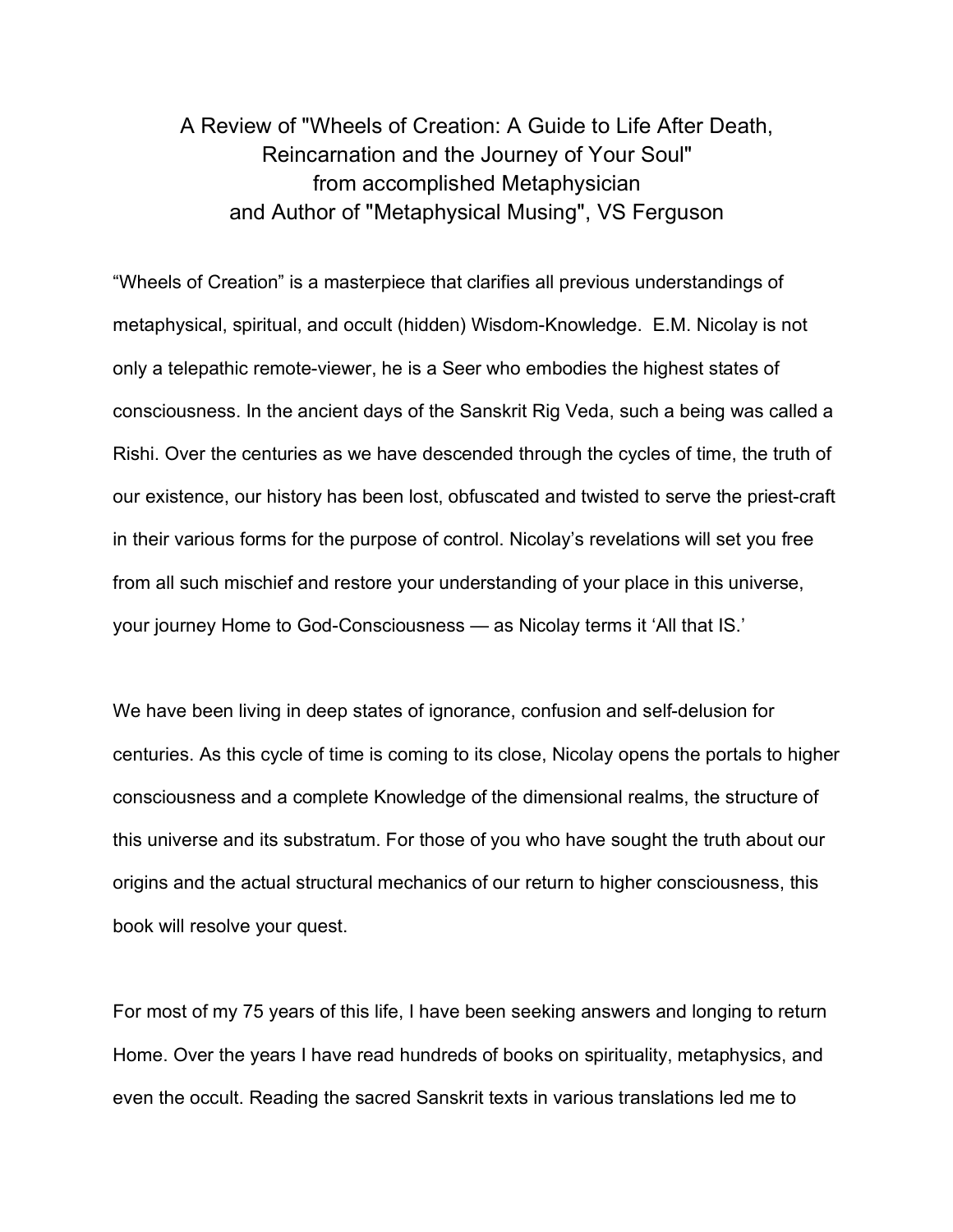# A Review of "Wheels of Creation: A Guide to Life After Death, Reincarnation and the Journey of Your Soul" from accomplished Metaphysician and Author of "Metaphysical Musing", VS Ferguson

"Wheels of Creation" is a masterpiece that clarifies all previous understandings of metaphysical, spiritual, and occult (hidden) Wisdom-Knowledge. E.M. Nicolay is not only a telepathic remote-viewer, he is a Seer who embodies the highest states of consciousness. In the ancient days of the Sanskrit Rig Veda, such a being was called a Rishi. Over the centuries as we have descended through the cycles of time, the truth of our existence, our history has been lost, obfuscated and twisted to serve the priest-craft in their various forms for the purpose of control. Nicolay's revelations will set you free from all such mischief and restore your understanding of your place in this universe, your journey Home to God-Consciousness — as Nicolay terms it 'All that IS.'

We have been living in deep states of ignorance, confusion and self-delusion for centuries. As this cycle of time is coming to its close, Nicolay opens the portals to higher consciousness and a complete Knowledge of the dimensional realms, the structure of this universe and its substratum. For those of you who have sought the truth about our origins and the actual structural mechanics of our return to higher consciousness, this book will resolve your quest.

For most of my 75 years of this life, I have been seeking answers and longing to return Home. Over the years I have read hundreds of books on spirituality, metaphysics, and even the occult. Reading the sacred Sanskrit texts in various translations led me to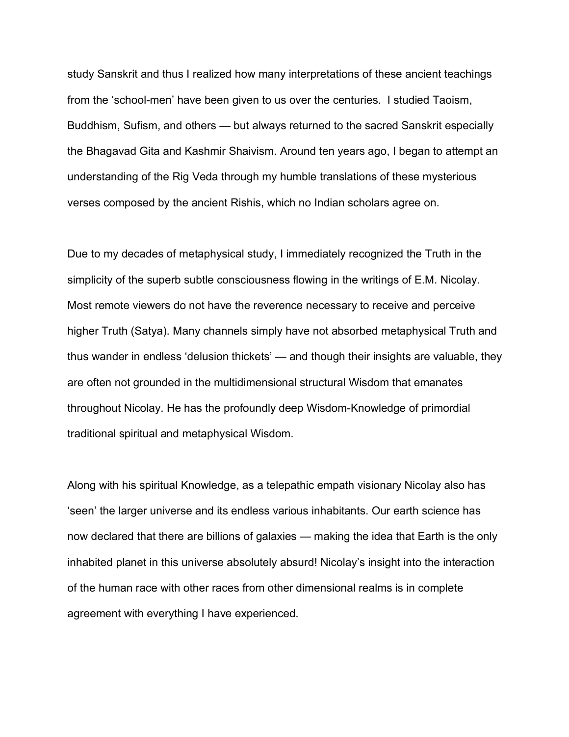study Sanskrit and thus I realized how many interpretations of these ancient teachings from the ‘school-men’ have been given to us over the centuries. I studied Taoism, Buddhism, Sufism, and others — but always returned to the sacred Sanskrit especially the Bhagavad Gita and Kashmir Shaivism. Around ten years ago, I began to attempt an understanding of the Rig Veda through my humble translations of these mysterious verses composed by the ancient Rishis, which no Indian scholars agree on.

Due to my decades of metaphysical study, I immediately recognized the Truth in the simplicity of the superb subtle consciousness flowing in the writings of E.M. Nicolay. Most remote viewers do not have the reverence necessary to receive and perceive higher Truth (Satya). Many channels simply have not absorbed metaphysical Truth and thus wander in endless ‘delusion thickets’ — and though their insights are valuable, they are often not grounded in the multidimensional structural Wisdom that emanates throughout Nicolay. He has the profoundly deep Wisdom-Knowledge of primordial traditional spiritual and metaphysical Wisdom.

Along with his spiritual Knowledge, as a telepathic empath visionary Nicolay also has ‘seen’ the larger universe and its endless various inhabitants. Our earth science has now declared that there are billions of galaxies — making the idea that Earth is the only inhabited planet in this universe absolutely absurd! Nicolay’s insight into the interaction of the human race with other races from other dimensional realms is in complete agreement with everything I have experienced.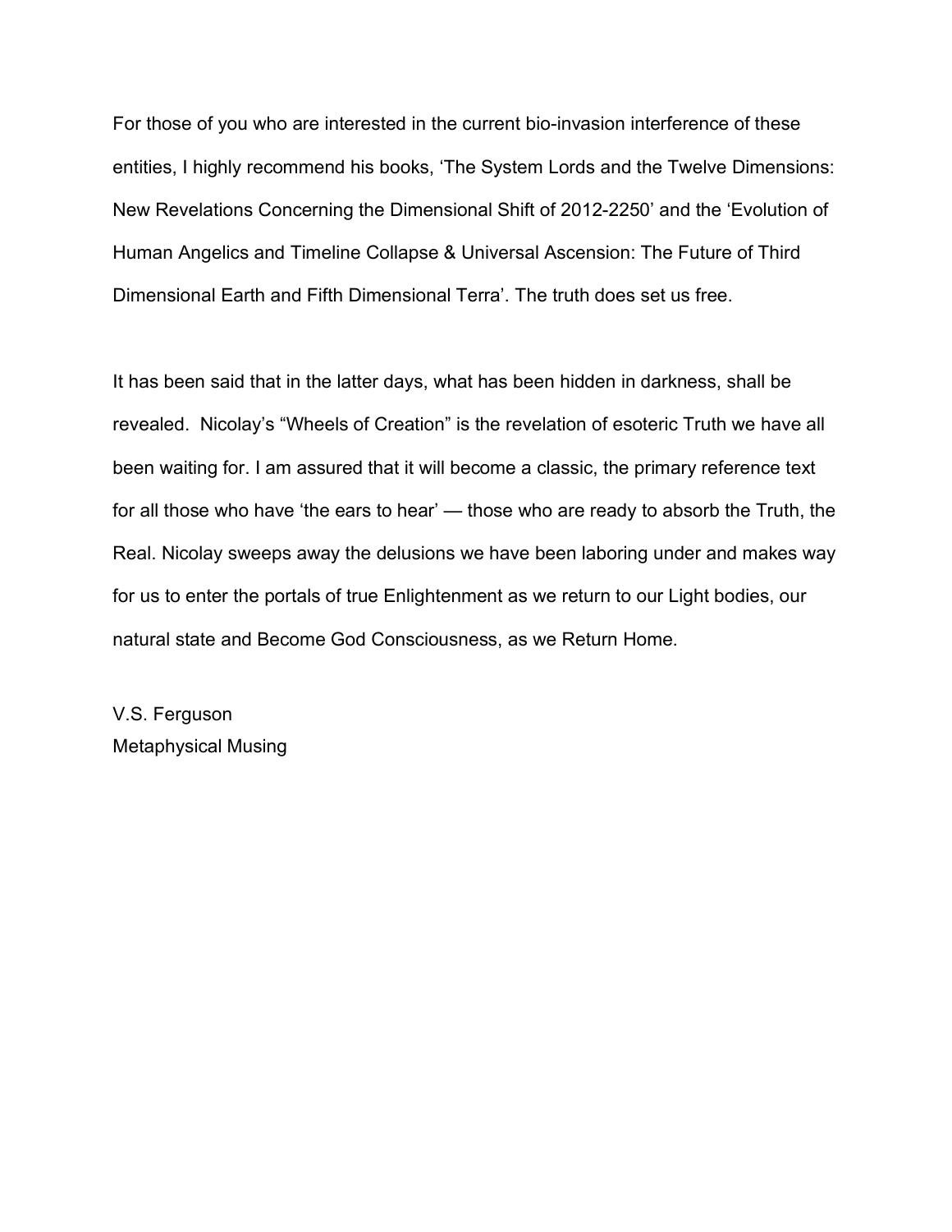For those of you who are interested in the current bio-invasion interference of these entities, I highly recommend his books, 'The System Lords and the Twelve Dimensions: New Revelations Concerning the Dimensional Shift of 2012-2250' and the 'Evolution of Human Angelics and Timeline Collapse & Universal Ascension: The Future of Third Dimensional Earth and Fifth Dimensional Terra'. The truth does set us free.

It has been said that in the latter days, what has been hidden in darkness, shall be revealed. Nicolay's "Wheels of Creation" is the revelation of esoteric Truth we have all been waiting for. I am assured that it will become a classic, the primary reference text for all those who have 'the ears to hear' — those who are ready to absorb the Truth, the Real. Nicolay sweeps away the delusions we have been laboring under and makes way for us to enter the portals of true Enlightenment as we return to our Light bodies, our natural state and Become God Consciousness, as we Return Home.

V.S. Ferguson  
Metaphysical Musing